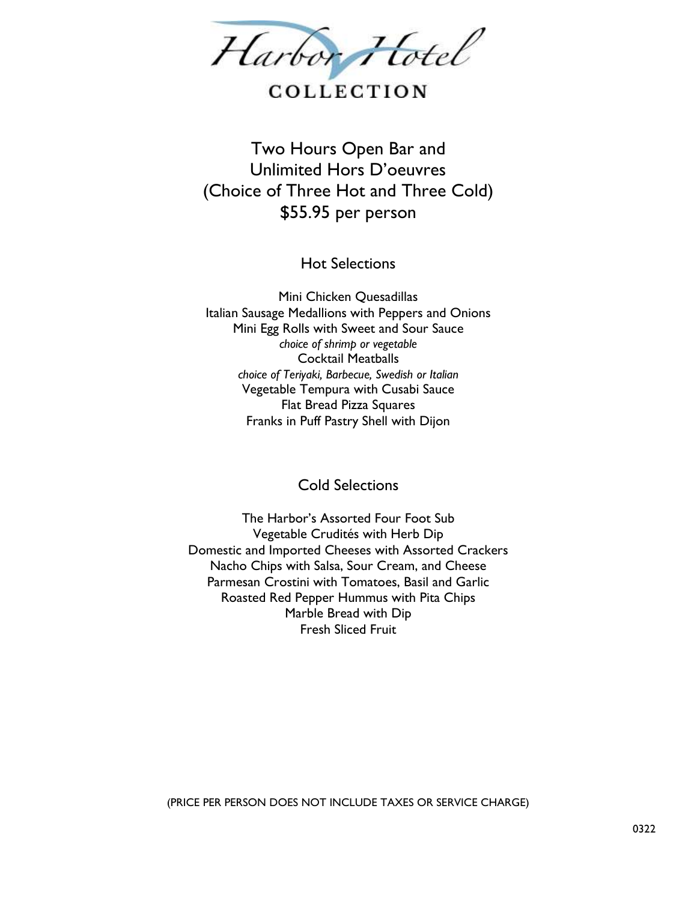# Harbor Hotel COLLECTION

## Two Hours Open Bar and Unlimited Hors D'oeuvres (Choice of Three Hot and Three Cold) $55.95 per person

### Hot Selections

Mini Chicken Quesadillas
Italian Sausage Medallions with Peppers and Onions
Mini Egg Rolls with Sweet and Sour Sauce
*choice of shrimp or vegetable*
Cocktail Meatballs
*choice of Teriyaki, Barbecue, Swedish or Italian*
Vegetable Tempura with Cusabi Sauce
Flat Bread Pizza Squares
Franks in Puff Pastry Shell with Dijon

### Cold Selections

The Harbor's Assorted Four Foot Sub
Vegetable Crudités with Herb Dip
Domestic and Imported Cheeses with Assorted Crackers
Nacho Chips with Salsa, Sour Cream, and Cheese
Parmesan Crostini with Tomatoes, Basil and Garlic
Roasted Red Pepper Hummus with Pita Chips
Marble Bread with Dip
Fresh Sliced Fruit

(PRICE PER PERSON DOES NOT INCLUDE TAXES OR SERVICE CHARGE)

0322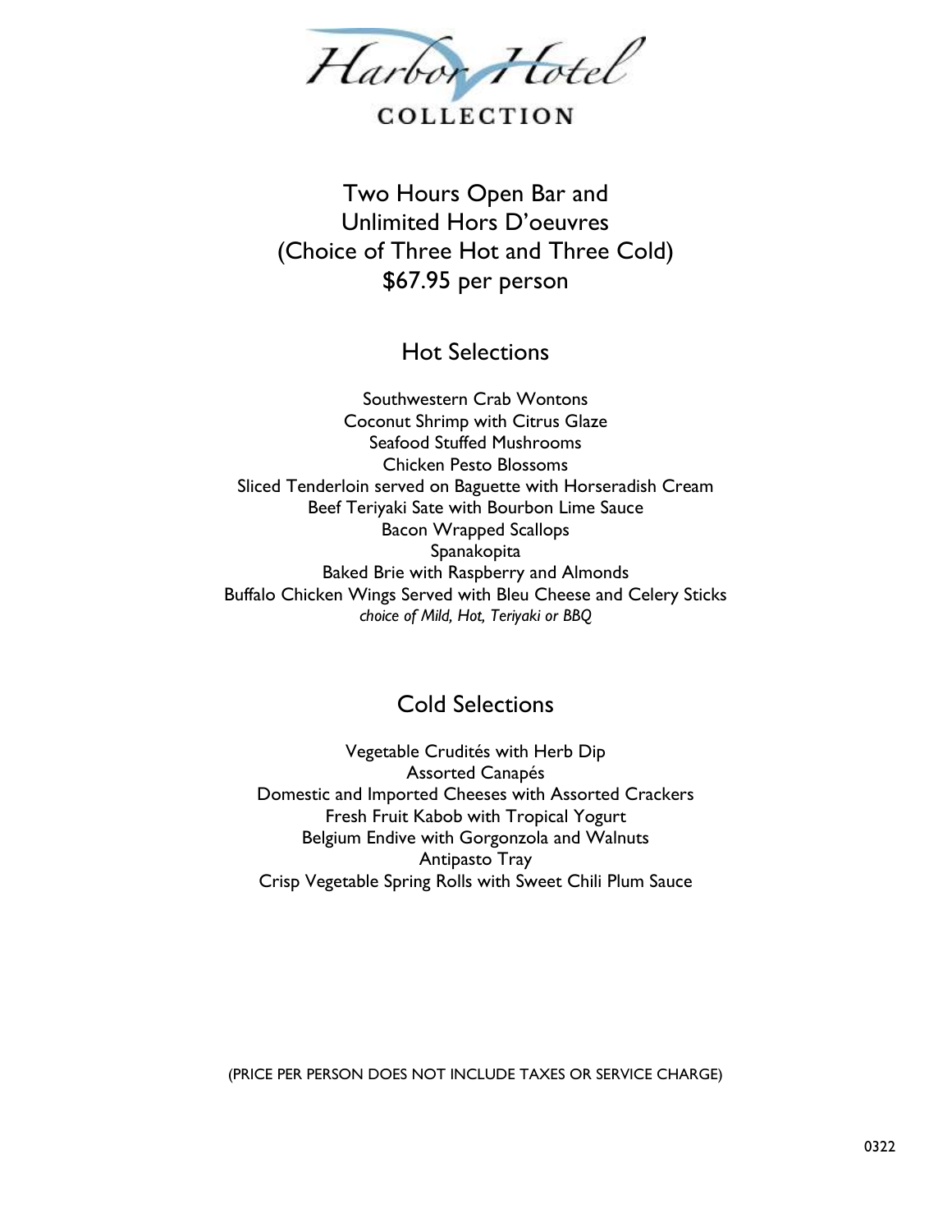Harbor Hotel

COLLECTION

# Two Hours Open Bar and Unlimited Hors D'oeuvres (Choice of Three Hot and Three Cold) $67.95 per person

## Hot Selections

Southwestern Crab Wontons
Coconut Shrimp with Citrus Glaze
Seafood Stuffed Mushrooms
Chicken Pesto Blossoms
Sliced Tenderloin served on Baguette with Horseradish Cream
Beef Teriyaki Sate with Bourbon Lime Sauce
Bacon Wrapped Scallops
Spanakopita
Baked Brie with Raspberry and Almonds
Buffalo Chicken Wings Served with Bleu Cheese and Celery Sticks
*choice of Mild, Hot, Teriyaki or BBQ*

## Cold Selections

Vegetable Crudités with Herb Dip
Assorted Canapés
Domestic and Imported Cheeses with Assorted Crackers
Fresh Fruit Kabob with Tropical Yogurt
Belgium Endive with Gorgonzola and Walnuts
Antipasto Tray
Crisp Vegetable Spring Rolls with Sweet Chili Plum Sauce

(PRICE PER PERSON DOES NOT INCLUDE TAXES OR SERVICE CHARGE)

0322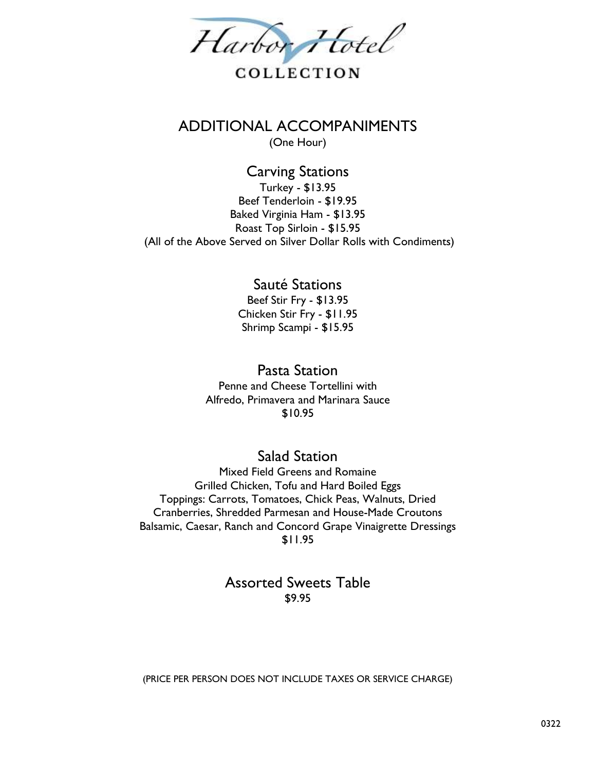Harbor Hotel
COLLECTION

# ADDITIONAL ACCOMPANIMENTS

(One Hour)

## Carving Stations

Turkey - $13.95
Beef Tenderloin - $19.95
Baked Virginia Ham - $13.95
Roast Top Sirloin - $15.95
(All of the Above Served on Silver Dollar Rolls with Condiments)

## Sauté Stations

Beef Stir Fry - $13.95
Chicken Stir Fry - $11.95
Shrimp Scampi - $15.95

## Pasta Station

Penne and Cheese Tortellini with
Alfredo, Primavera and Marinara Sauce
$10.95

## Salad Station

Mixed Field Greens and Romaine
Grilled Chicken, Tofu and Hard Boiled Eggs
Toppings: Carrots, Tomatoes, Chick Peas, Walnuts, Dried Cranberries, Shredded Parmesan and House-Made Croutons
Balsamic, Caesar, Ranch and Concord Grape Vinaigrette Dressings
$11.95

## Assorted Sweets Table

$9.95

(PRICE PER PERSON DOES NOT INCLUDE TAXES OR SERVICE CHARGE)

0322